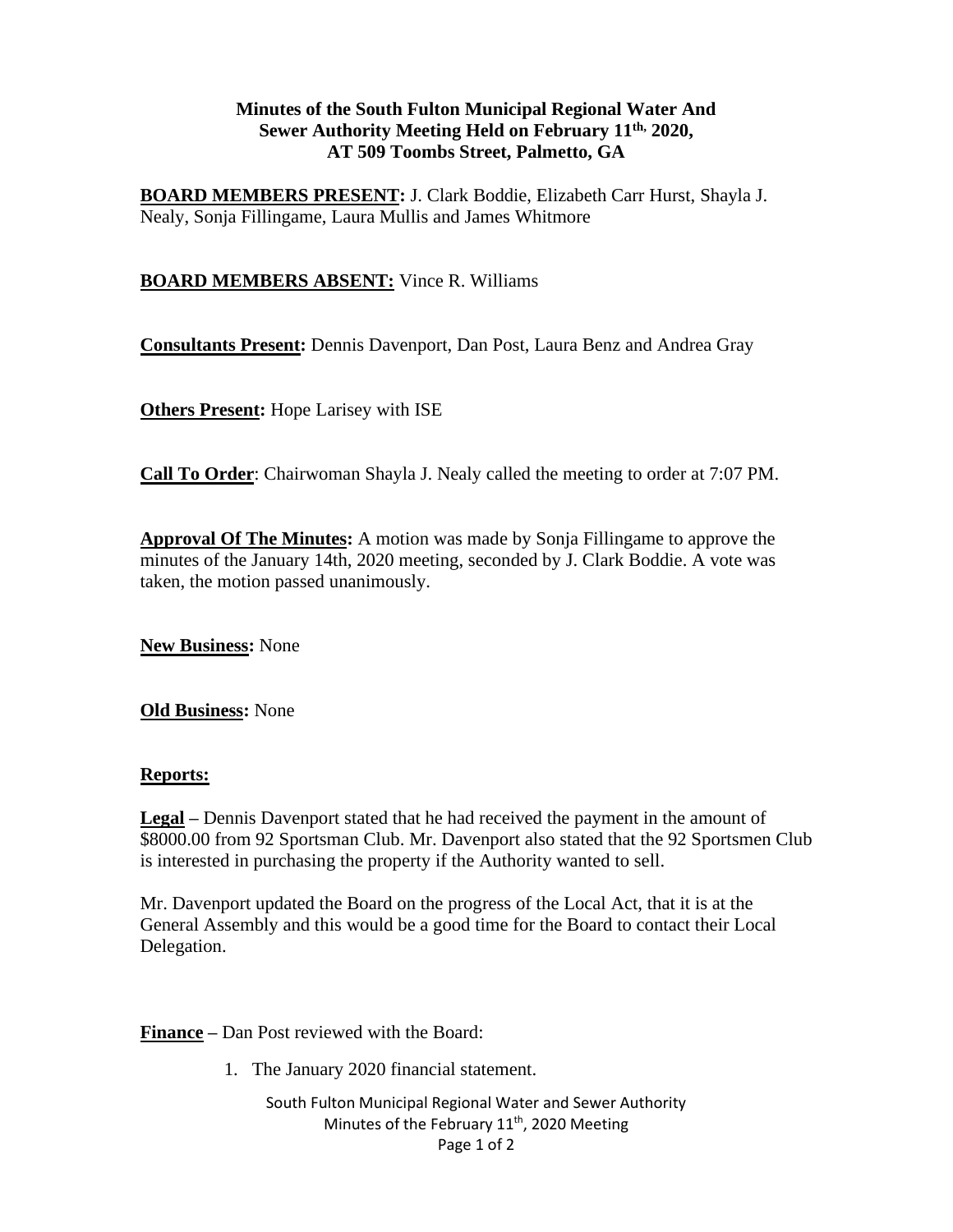# Minutes of the South Fulton Municipal Regional Water And Sewer Authority Meeting Held on February 11th, 2020, AT 509 Toombs Street, Palmetto, GA

**BOARD MEMBERS PRESENT:** J. Clark Boddie, Elizabeth Carr Hurst, Shayla J. Nealy, Sonja Fillingame, Laura Mullis and James Whitmore

**BOARD MEMBERS ABSENT:** Vince R. Williams

**Consultants Present:** Dennis Davenport, Dan Post, Laura Benz and Andrea Gray

**Others Present:** Hope Larisey with ISE

**Call To Order**: Chairwoman Shayla J. Nealy called the meeting to order at 7:07 PM.

**Approval Of The Minutes:** A motion was made by Sonja Fillingame to approve the minutes of the January 14th, 2020 meeting, seconded by J. Clark Boddie. A vote was taken, the motion passed unanimously.

**New Business:** None

**Old Business:** None

**Reports:**

**Legal** – Dennis Davenport stated that he had received the payment in the amount of $8000.00 from 92 Sportsman Club. Mr. Davenport also stated that the 92 Sportsmen Club is interested in purchasing the property if the Authority wanted to sell.

Mr. Davenport updated the Board on the progress of the Local Act, that it is at the General Assembly and this would be a good time for the Board to contact their Local Delegation.

**Finance** – Dan Post reviewed with the Board:

1. The January 2020 financial statement.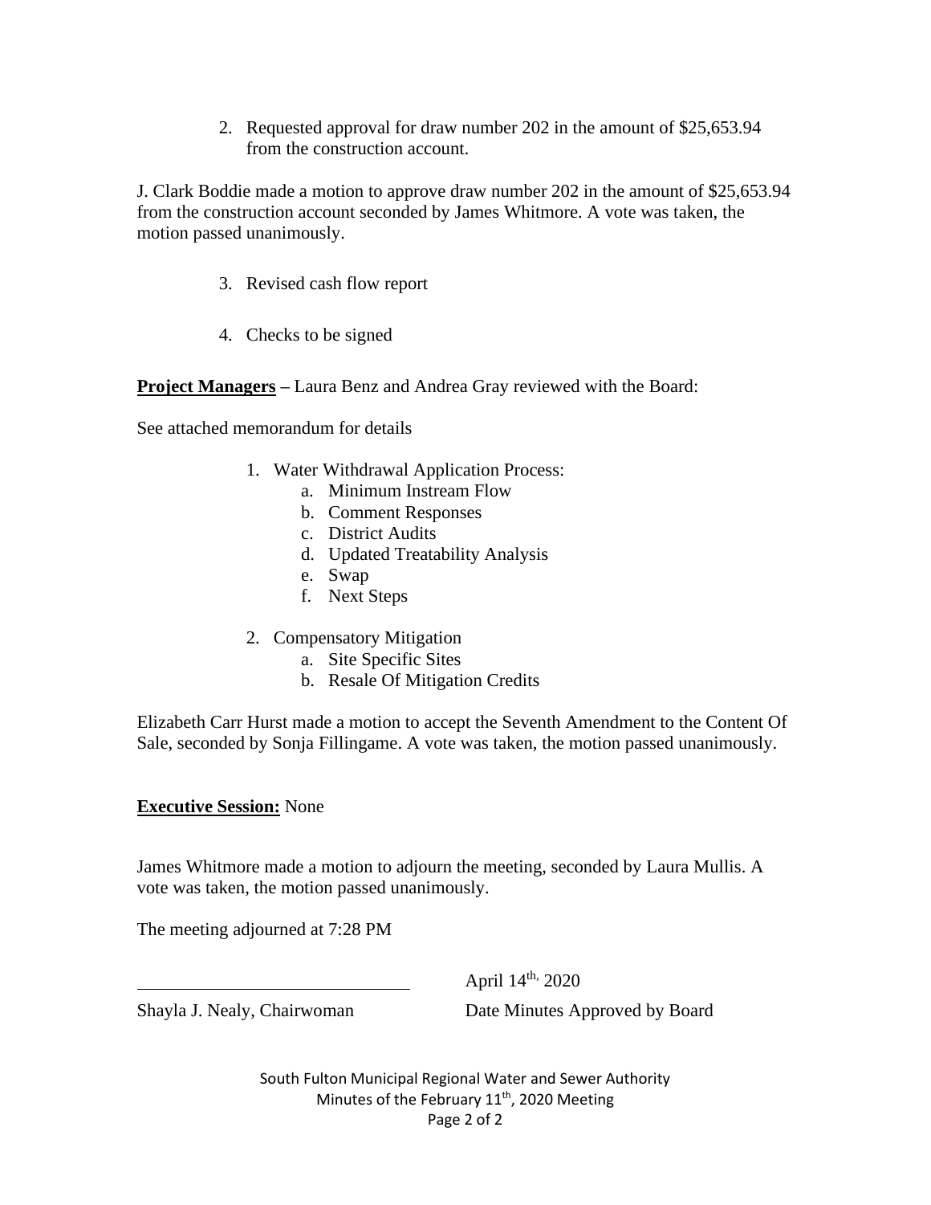2. Requested approval for draw number 202 in the amount of $25,653.94 from the construction account.

J. Clark Boddie made a motion to approve draw number 202 in the amount of $25,653.94 from the construction account seconded by James Whitmore. A vote was taken, the motion passed unanimously.

3. Revised cash flow report

4. Checks to be signed

**Project Managers** – Laura Benz and Andrea Gray reviewed with the Board:

See attached memorandum for details

1. Water Withdrawal Application Process:
    a. Minimum Instream Flow
    b. Comment Responses
    c. District Audits
    d. Updated Treatability Analysis
    e. Swap
    f. Next Steps

2. Compensatory Mitigation
    a. Site Specific Sites
    b. Resale Of Mitigation Credits

Elizabeth Carr Hurst made a motion to accept the Seventh Amendment to the Content Of Sale, seconded by Sonja Fillingame. A vote was taken, the motion passed unanimously.

**Executive Session:** None

James Whitmore made a motion to adjourn the meeting, seconded by Laura Mullis. A vote was taken, the motion passed unanimously.

The meeting adjourned at 7:28 PM

| | |
|---|---|
| ______________________________ | April 14th, 2020 |
| Shayla J. Nealy, Chairwoman | Date Minutes Approved by Board |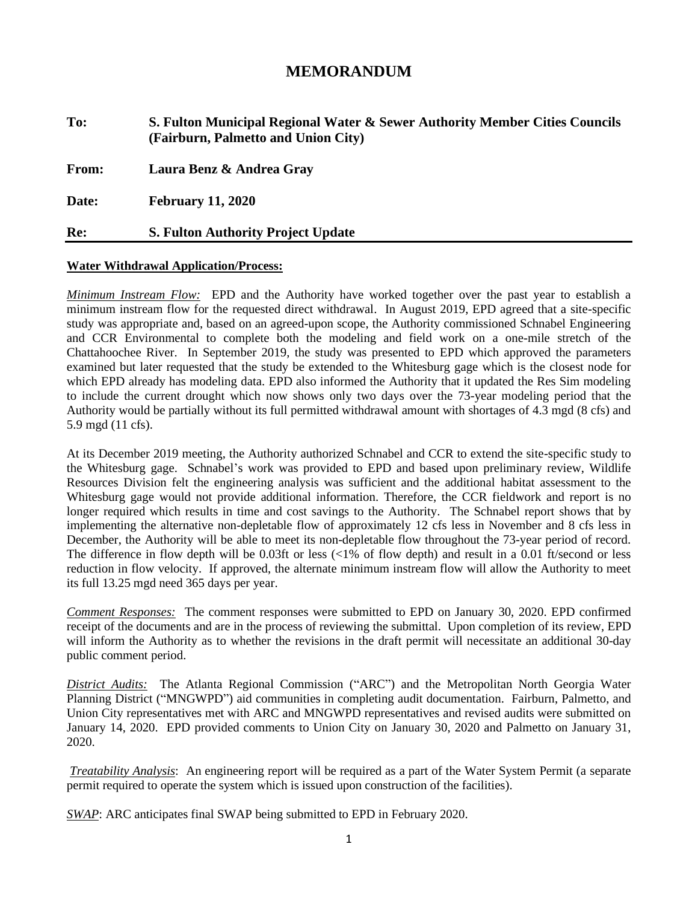# MEMORANDUM

**To:** **S. Fulton Municipal Regional Water & Sewer Authority Member Cities Councils (Fairburn, Palmetto and Union City)**

**From:** **Laura Benz & Andrea Gray**

**Date:** **February 11, 2020**

**Re:** **S. Fulton Authority Project Update**

---

**Water Withdrawal Application/Process:**

*Minimum Instream Flow:* EPD and the Authority have worked together over the past year to establish a minimum instream flow for the requested direct withdrawal. In August 2019, EPD agreed that a site-specific study was appropriate and, based on an agreed-upon scope, the Authority commissioned Schnabel Engineering and CCR Environmental to complete both the modeling and field work on a one-mile stretch of the Chattahoochee River. In September 2019, the study was presented to EPD which approved the parameters examined but later requested that the study be extended to the Whitesburg gage which is the closest node for which EPD already has modeling data. EPD also informed the Authority that it updated the Res Sim modeling to include the current drought which now shows only two days over the 73-year modeling period that the Authority would be partially without its full permitted withdrawal amount with shortages of 4.3 mgd (8 cfs) and 5.9 mgd (11 cfs).

At its December 2019 meeting, the Authority authorized Schnabel and CCR to extend the site-specific study to the Whitesburg gage. Schnabel's work was provided to EPD and based upon preliminary review, Wildlife Resources Division felt the engineering analysis was sufficient and the additional habitat assessment to the Whitesburg gage would not provide additional information. Therefore, the CCR fieldwork and report is no longer required which results in time and cost savings to the Authority. The Schnabel report shows that by implementing the alternative non-depletable flow of approximately 12 cfs less in November and 8 cfs less in December, the Authority will be able to meet its non-depletable flow throughout the 73-year period of record. The difference in flow depth will be 0.03ft or less (<1% of flow depth) and result in a 0.01 ft/second or less reduction in flow velocity. If approved, the alternate minimum instream flow will allow the Authority to meet its full 13.25 mgd need 365 days per year.

*Comment Responses:* The comment responses were submitted to EPD on January 30, 2020. EPD confirmed receipt of the documents and are in the process of reviewing the submittal. Upon completion of its review, EPD will inform the Authority as to whether the revisions in the draft permit will necessitate an additional 30-day public comment period.

*District Audits:* The Atlanta Regional Commission ("ARC") and the Metropolitan North Georgia Water Planning District ("MNGWPD") aid communities in completing audit documentation. Fairburn, Palmetto, and Union City representatives met with ARC and MNGWPD representatives and revised audits were submitted on January 14, 2020. EPD provided comments to Union City on January 30, 2020 and Palmetto on January 31, 2020.

*Treatability Analysis*: An engineering report will be required as a part of the Water System Permit (a separate permit required to operate the system which is issued upon construction of the facilities).

*SWAP*: ARC anticipates final SWAP being submitted to EPD in February 2020.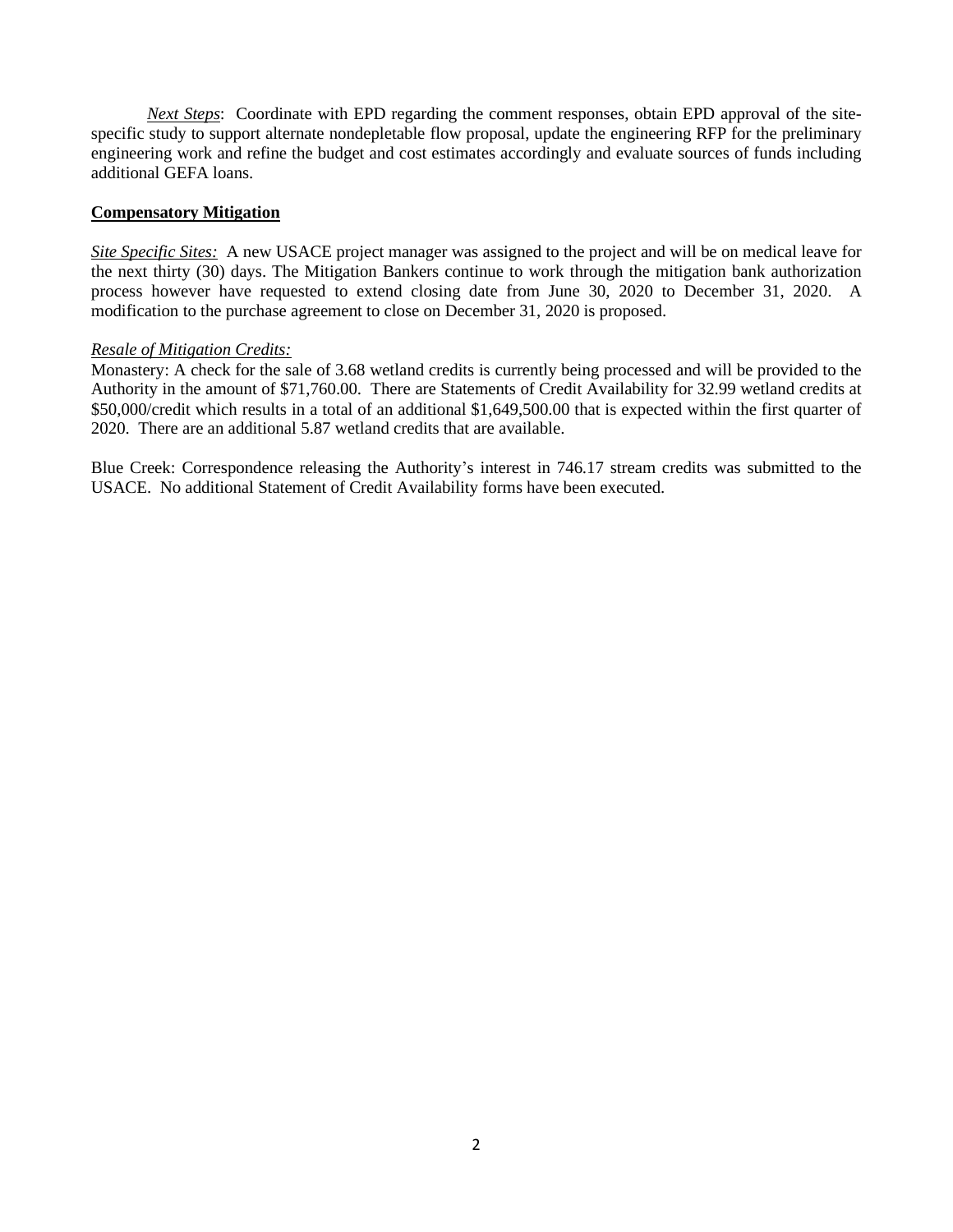*Next Steps*: Coordinate with EPD regarding the comment responses, obtain EPD approval of the site-specific study to support alternate nondepletable flow proposal, update the engineering RFP for the preliminary engineering work and refine the budget and cost estimates accordingly and evaluate sources of funds including additional GEFA loans.

**Compensatory Mitigation**

*Site Specific Sites:* A new USACE project manager was assigned to the project and will be on medical leave for the next thirty (30) days. The Mitigation Bankers continue to work through the mitigation bank authorization process however have requested to extend closing date from June 30, 2020 to December 31, 2020. A modification to the purchase agreement to close on December 31, 2020 is proposed.

*Resale of Mitigation Credits:*

Monastery: A check for the sale of 3.68 wetland credits is currently being processed and will be provided to the Authority in the amount of $71,760.00. There are Statements of Credit Availability for 32.99 wetland credits at $50,000/credit which results in a total of an additional $1,649,500.00 that is expected within the first quarter of 2020. There are an additional 5.87 wetland credits that are available.

Blue Creek: Correspondence releasing the Authority's interest in 746.17 stream credits was submitted to the USACE. No additional Statement of Credit Availability forms have been executed.